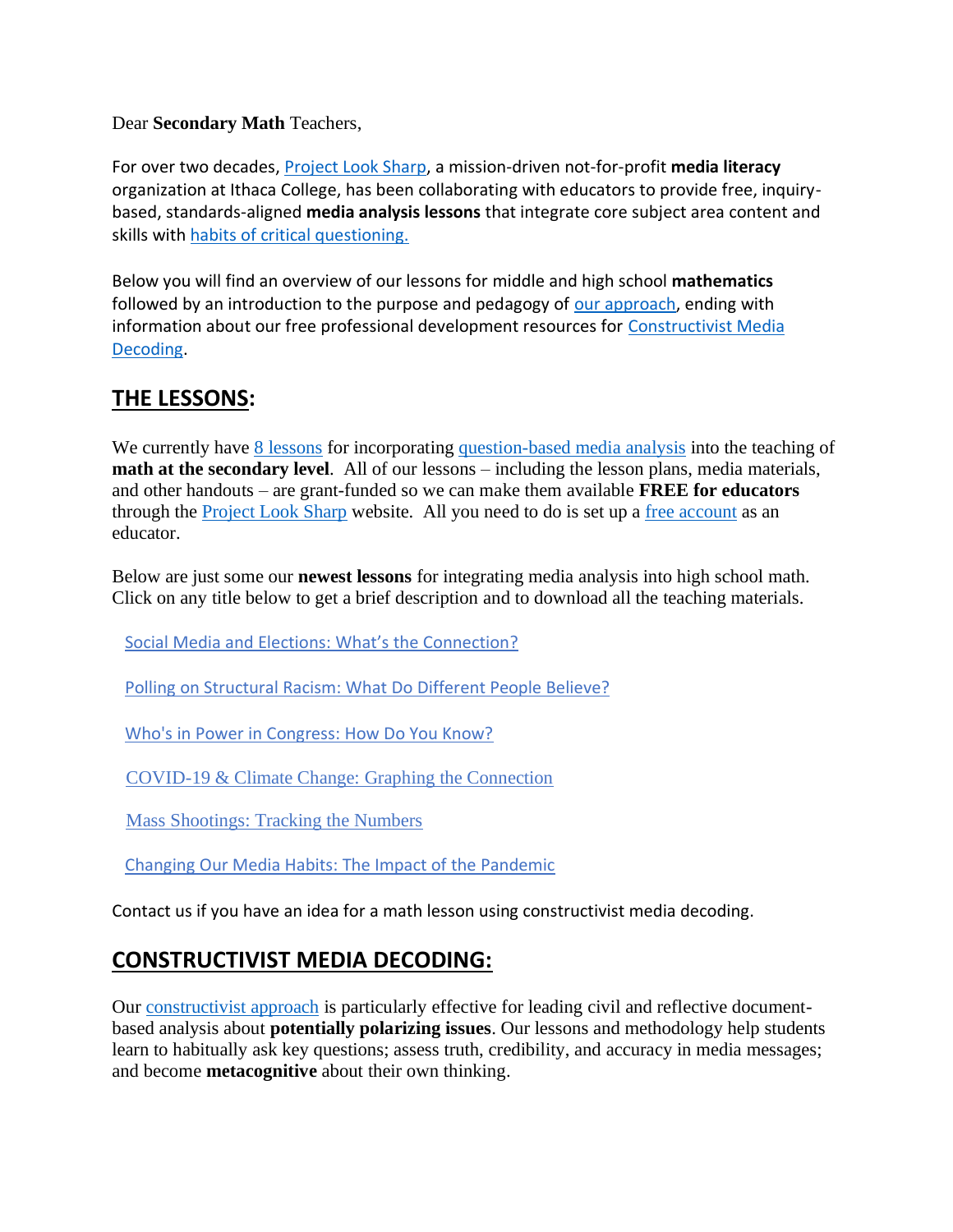Dear **Secondary Math** Teachers,

For over two decades, Project Look Sharp, a mission-driven not-for-profit **media literacy** organization at Ithaca College, has been collaborating with educators to provide free, inquiry-based, standards-aligned **media analysis lessons** that integrate core subject area content and skills with habits of critical questioning.

Below you will find an overview of our lessons for middle and high school **mathematics** followed by an introduction to the purpose and pedagogy of our approach, ending with information about our free professional development resources for Constructivist Media Decoding.

## THE LESSONS:

We currently have 8 lessons for incorporating question-based media analysis into the teaching of **math at the secondary level**. All of our lessons – including the lesson plans, media materials, and other handouts – are grant-funded so we can make them available **FREE for educators** through the Project Look Sharp website. All you need to do is set up a free account as an educator.

Below are just some our **newest lessons** for integrating media analysis into high school math. Click on any title below to get a brief description and to download all the teaching materials.

Social Media and Elections: What's the Connection?

Polling on Structural Racism: What Do Different People Believe?

Who's in Power in Congress: How Do You Know?

COVID-19 & Climate Change: Graphing the Connection

Mass Shootings: Tracking the Numbers

Changing Our Media Habits: The Impact of the Pandemic

Contact us if you have an idea for a math lesson using constructivist media decoding.

## CONSTRUCTIVIST MEDIA DECODING:

Our constructivist approach is particularly effective for leading civil and reflective document-based analysis about **potentially polarizing issues**. Our lessons and methodology help students learn to habitually ask key questions; assess truth, credibility, and accuracy in media messages; and become **metacognitive** about their own thinking.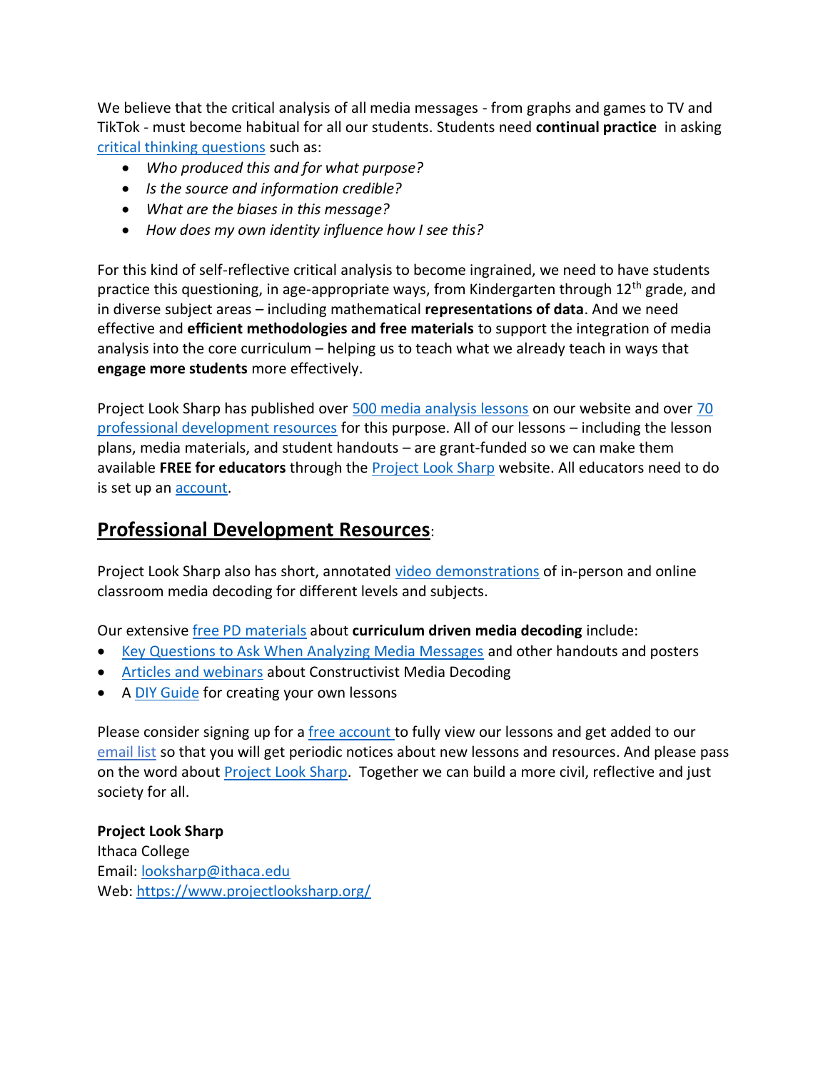We believe that the critical analysis of all media messages - from graphs and games to TV and TikTok - must become habitual for all our students. Students need **continual practice** in asking critical thinking questions such as:

- *Who produced this and for what purpose?*
- *Is the source and information credible?*
- *What are the biases in this message?*
- *How does my own identity influence how I see this?*

For this kind of self-reflective critical analysis to become ingrained, we need to have students practice this questioning, in age-appropriate ways, from Kindergarten through 12th grade, and in diverse subject areas – including mathematical **representations of data**. And we need effective and **efficient methodologies and free materials** to support the integration of media analysis into the core curriculum – helping us to teach what we already teach in ways that **engage more students** more effectively.

Project Look Sharp has published over 500 media analysis lessons on our website and over 70 professional development resources for this purpose. All of our lessons – including the lesson plans, media materials, and student handouts – are grant-funded so we can make them available **FREE for educators** through the Project Look Sharp website. All educators need to do is set up an account.

## Professional Development Resources:

Project Look Sharp also has short, annotated video demonstrations of in-person and online classroom media decoding for different levels and subjects.

Our extensive free PD materials about **curriculum driven media decoding** include:

- Key Questions to Ask When Analyzing Media Messages and other handouts and posters
- Articles and webinars about Constructivist Media Decoding
- A DIY Guide for creating your own lessons

Please consider signing up for a free account to fully view our lessons and get added to our email list so that you will get periodic notices about new lessons and resources. And please pass on the word about Project Look Sharp. Together we can build a more civil, reflective and just society for all.

**Project Look Sharp**
Ithaca College
Email: looksharp@ithaca.edu
Web: https://www.projectlooksharp.org/